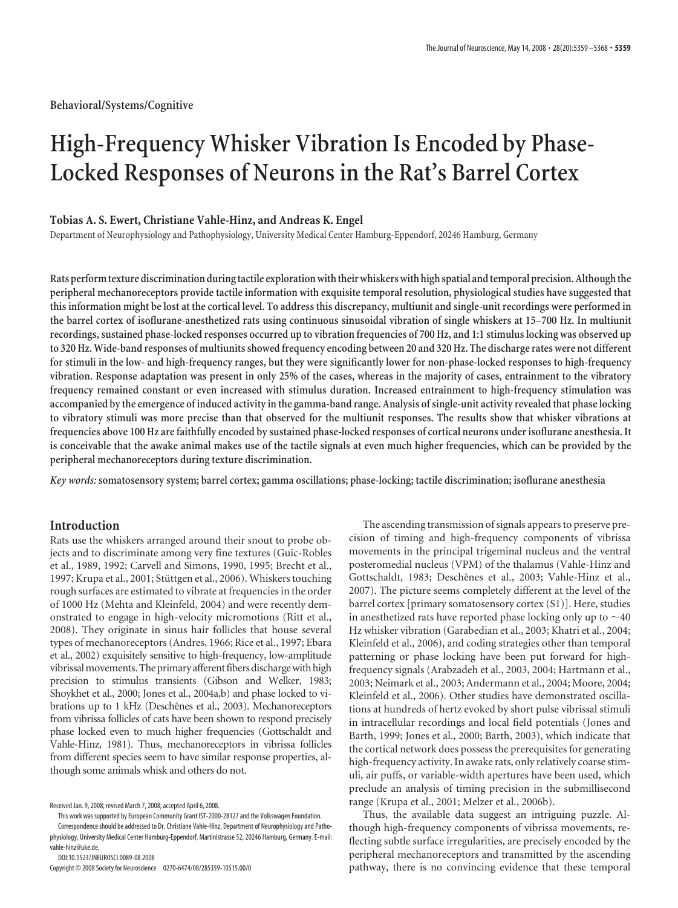Behavioral/Systems/Cognitive

# High-Frequency Whisker Vibration Is Encoded by Phase-Locked Responses of Neurons in the Rat's Barrel Cortex

**Tobias A. S. Ewert, Christiane Vahle-Hinz, and Andreas K. Engel**

Department of Neurophysiology and Pathophysiology, University Medical Center Hamburg-Eppendorf, 20246 Hamburg, Germany

**Rats perform texture discrimination during tactile exploration with their whiskers with high spatial and temporal precision. Although the peripheral mechanoreceptors provide tactile information with exquisite temporal resolution, physiological studies have suggested that this information might be lost at the cortical level. To address this discrepancy, multiunit and single-unit recordings were performed in the barrel cortex of isoflurane-anesthetized rats using continuous sinusoidal vibration of single whiskers at 15–700 Hz. In multiunit recordings, sustained phase-locked responses occurred up to vibration frequencies of 700 Hz, and 1:1 stimulus locking was observed up to 320 Hz. Wide-band responses of multiunits showed frequency encoding between 20 and 320 Hz. The discharge rates were not different for stimuli in the low- and high-frequency ranges, but they were significantly lower for non-phase-locked responses to high-frequency vibration. Response adaptation was present in only 25% of the cases, whereas in the majority of cases, entrainment to the vibratory frequency remained constant or even increased with stimulus duration. Increased entrainment to high-frequency stimulation was accompanied by the emergence of induced activity in the gamma-band range. Analysis of single-unit activity revealed that phase locking to vibratory stimuli was more precise than that observed for the multiunit responses. The results show that whisker vibrations at frequencies above 100 Hz are faithfully encoded by sustained phase-locked responses of cortical neurons under isoflurane anesthesia. It is conceivable that the awake animal makes use of the tactile signals at even much higher frequencies, which can be provided by the peripheral mechanoreceptors during texture discrimination.**

*Key words:* **somatosensory system; barrel cortex; gamma oscillations; phase-locking; tactile discrimination; isoflurane anesthesia**

## Introduction

Rats use the whiskers arranged around their snout to probe objects and to discriminate among very fine textures (Guic-Robles et al., 1989, 1992; Carvell and Simons, 1990, 1995; Brecht et al., 1997; Krupa et al., 2001; Stüttgen et al., 2006). Whiskers touching rough surfaces are estimated to vibrate at frequencies in the order of 1000 Hz (Mehta and Kleinfeld, 2004) and were recently demonstrated to engage in high-velocity micromotions (Ritt et al., 2008). They originate in sinus hair follicles that house several types of mechanoreceptors (Andres, 1966; Rice et al., 1997; Ebara et al., 2002) exquisitely sensitive to high-frequency, low-amplitude vibrissal movements. The primary afferent fibers discharge with high precision to stimulus transients (Gibson and Welker, 1983; Shoykhet et al., 2000; Jones et al., 2004a,b) and phase locked to vibrations up to 1 kHz (Deschênes et al., 2003). Mechanoreceptors from vibrissa follicles of cats have been shown to respond precisely phase locked even to much higher frequencies (Gottschaldt and Vahle-Hinz, 1981). Thus, mechanoreceptors in vibrissa follicles from different species seem to have similar response properties, although some animals whisk and others do not.

The ascending transmission of signals appears to preserve precision of timing and high-frequency components of vibrissa movements in the principal trigeminal nucleus and the ventral posteromedial nucleus (VPM) of the thalamus (Vahle-Hinz and Gottschaldt, 1983; Deschênes et al., 2003; Vahle-Hinz et al., 2007). The picture seems completely different at the level of the barrel cortex [primary somatosensory cortex (S1)]. Here, studies in anesthetized rats have reported phase locking only up to ~40 Hz whisker vibration (Garabedian et al., 2003; Khatri et al., 2004; Kleinfeld et al., 2006), and coding strategies other than temporal patterning or phase locking have been put forward for high-frequency signals (Arabzadeh et al., 2003, 2004; Hartmann et al., 2003; Neimark et al., 2003; Andermann et al., 2004; Moore, 2004; Kleinfeld et al., 2006). Other studies have demonstrated oscillations at hundreds of hertz evoked by short pulse vibrissal stimuli in intracellular recordings and local field potentials (Jones and Barth, 1999; Jones et al., 2000; Barth, 2003), which indicate that the cortical network does possess the prerequisites for generating high-frequency activity. In awake rats, only relatively coarse stimuli, air puffs, or variable-width apertures have been used, which preclude an analysis of timing precision in the submillisecond range (Krupa et al., 2001; Melzer et al., 2006b).

Thus, the available data suggest an intriguing puzzle. Although high-frequency components of vibrissa movements, reflecting subtle surface irregularities, are precisely encoded by the peripheral mechanoreceptors and transmitted by the ascending pathway, there is no convincing evidence that these temporal

Received Jan. 9, 2008; revised March 7, 2008; accepted April 6, 2008.

This work was supported by European Community Grant IST-2000-28127 and the Volkswagen Foundation.

Correspondence should be addressed to Dr. Christiane Vahle-Hinz, Department of Neurophysiology and Pathophysiology, University Medical Center Hamburg-Eppendorf, Martinistrasse 52, 20246 Hamburg, Germany. E-mail: vahle-hinz@uke.de.

DOI:10.1523/JNEUROSCI.0089-08.2008

Copyright © 2008 Society for Neuroscience 0270-6474/08/285359-10$15.00/0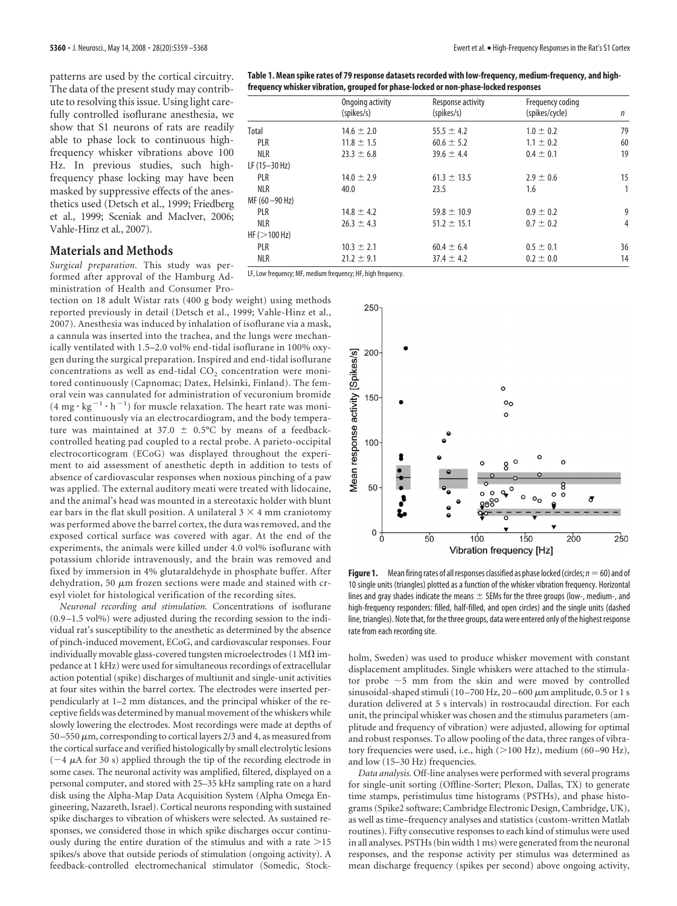patterns are used by the cortical circuitry. The data of the present study may contribute to resolving this issue. Using light carefully controlled isoflurane anesthesia, we show that S1 neurons of rats are readily able to phase lock to continuous high-frequency whisker vibrations above 100 Hz. In previous studies, such high-frequency phase locking may have been masked by suppressive effects of the anesthetics used (Detsch et al., 1999; Friedberg et al., 1999; Sceniak and MacIver, 2006; Vahle-Hinz et al., 2007).

**Table 1. Mean spike rates of 79 response datasets recorded with low-frequency, medium-frequency, and high-frequency whisker vibration, grouped for phase-locked or non-phase-locked responses**

| | Ongoing activity (spikes/s) | Response activity (spikes/s) | Frequency coding (spikes/cycle) | n |
|---|---|---|---|---|
| Total | 14.6 ± 2.0 | 55.5 ± 4.2 | 1.0 ± 0.2 | 79 |
| PLR | 11.8 ± 1.5 | 60.6 ± 5.2 | 1.1 ± 0.2 | 60 |
| NLR | 23.3 ± 6.8 | 39.6 ± 4.4 | 0.4 ± 0.1 | 19 |
| LF (15–30 Hz) | | | | |
| PLR | 14.0 ± 2.9 | 61.3 ± 13.5 | 2.9 ± 0.6 | 15 |
| NLR | 40.0 | 23.5 | 1.6 | 1 |
| MF (60–90 Hz) | | | | |
| PLR | 14.8 ± 4.2 | 59.8 ± 10.9 | 0.9 ± 0.2 | 9 |
| NLR | 26.3 ± 4.3 | 51.2 ± 15.1 | 0.7 ± 0.2 | 4 |
| HF (>100 Hz) | | | | |
| PLR | 10.3 ± 2.1 | 60.4 ± 6.4 | 0.5 ± 0.1 | 36 |
| NLR | 21.2 ± 9.1 | 37.4 ± 4.2 | 0.2 ± 0.0 | 14 |

LF, Low frequency; MF, medium frequency; HF, high frequency.

## Materials and Methods

*Surgical preparation.* This study was performed after approval of the Hamburg Administration of Health and Consumer Protection on 18 adult Wistar rats (400 g body weight) using methods reported previously in detail (Detsch et al., 1999; Vahle-Hinz et al., 2007). Anesthesia was induced by inhalation of isoflurane via a mask, a cannula was inserted into the trachea, and the lungs were mechanically ventilated with 1.5–2.0 vol% end-tidal isoflurane in 100% oxygen during the surgical preparation. Inspired and end-tidal isoflurane concentrations as well as end-tidal $CO_2$ concentration were monitored continuously (Capnomac; Datex, Helsinki, Finland). The femoral vein was cannulated for administration of vecuronium bromide ($4 \text{ mg} \cdot \text{kg}^{-1} \cdot \text{h}^{-1}$) for muscle relaxation. The heart rate was monitored continuously via an electrocardiogram, and the body temperature was maintained at 37.0 ± 0.5°C by means of a feedback-controlled heating pad coupled to a rectal probe. A parieto-occipital electrocorticogram (ECoG) was displayed throughout the experiment to aid assessment of anesthetic depth in addition to tests of absence of cardiovascular responses when noxious pinching of a paw was applied. The external auditory meati were treated with lidocaine, and the animal's head was mounted in a stereotaxic holder with blunt ear bars in the flat skull position. A unilateral 3 × 4 mm craniotomy was performed above the barrel cortex, the dura was removed, and the exposed cortical surface was covered with agar. At the end of the experiments, the animals were killed under 4.0 vol% isoflurane with potassium chloride intravenously, and the brain was removed and fixed by immersion in 4% glutaraldehyde in phosphate buffer. After dehydration, 50 μm frozen sections were made and stained with cresyl violet for histological verification of the recording sites.

*Neuronal recording and stimulation.* Concentrations of isoflurane (0.9–1.5 vol%) were adjusted during the recording session to the individual rat's susceptibility to the anesthetic as determined by the absence of pinch-induced movement, ECoG, and cardiovascular responses. Four individually movable glass-covered tungsten microelectrodes (1 MΩ impedance at 1 kHz) were used for simultaneous recordings of extracellular action potential (spike) discharges of multiunit and single-unit activities at four sites within the barrel cortex. The electrodes were inserted perpendicularly at 1–2 mm distances, and the principal whisker of the receptive fields was determined by manual movement of the whiskers while slowly lowering the electrodes. Most recordings were made at depths of 50–550 μm, corresponding to cortical layers 2/3 and 4, as measured from the cortical surface and verified histologically by small electrolytic lesions (−4 μA for 30 s) applied through the tip of the recording electrode in some cases. The neuronal activity was amplified, filtered, displayed on a personal computer, and stored with 25–35 kHz sampling rate on a hard disk using the Alpha-Map Data Acquisition System (Alpha Omega Engineering, Nazareth, Israel). Cortical neurons responding with sustained spike discharges to vibration of whiskers were selected. As sustained responses, we considered those in which spike discharges occur continuously during the entire duration of the stimulus and with a rate >15 spikes/s above that outside periods of stimulation (ongoing activity). A feedback-controlled electromechanical stimulator (Somedic, Stockholm, Sweden) was used to produce whisker movement with constant displacement amplitudes. Single whiskers were attached to the stimulator probe ~5 mm from the skin and were moved by controlled sinusoidal-shaped stimuli (10–700 Hz, 20–600 μm amplitude, 0.5 or 1 s duration delivered at 5 s intervals) in rostrocaudal direction. For each unit, the principal whisker was chosen and the stimulus parameters (amplitude and frequency of vibration) were adjusted, allowing for optimal and robust responses. To allow pooling of the data, three ranges of vibratory frequencies were used, i.e., high (>100 Hz), medium (60–90 Hz), and low (15–30 Hz) frequencies.

*Data analysis.* Off-line analyses were performed with several programs for single-unit sorting (Offline-Sorter; Plexon, Dallas, TX) to generate time stamps, peristimulus time histograms (PSTHs), and phase histograms (Spike2 software; Cambridge Electronic Design, Cambridge, UK), as well as time–frequency analyses and statistics (custom-written Matlab routines). Fifty consecutive responses to each kind of stimulus were used in all analyses. PSTHs (bin width 1 ms) were generated from the neuronal responses, and the response activity per stimulus was determined as mean discharge frequency (spikes per second) above ongoing activity,

**Figure 1.** Mean firing rates of all responses classified as phase locked (circles; $n = 60$) and of 10 single units (triangles) plotted as a function of the whisker vibration frequency. Horizontal lines and gray shades indicate the means ± SEMs for the three groups (low-, medium-, and high-frequency responders: filled, half-filled, and open circles) and the single units (dashed line, triangles). Note that, for the three groups, data were entered only of the highest response rate from each recording site.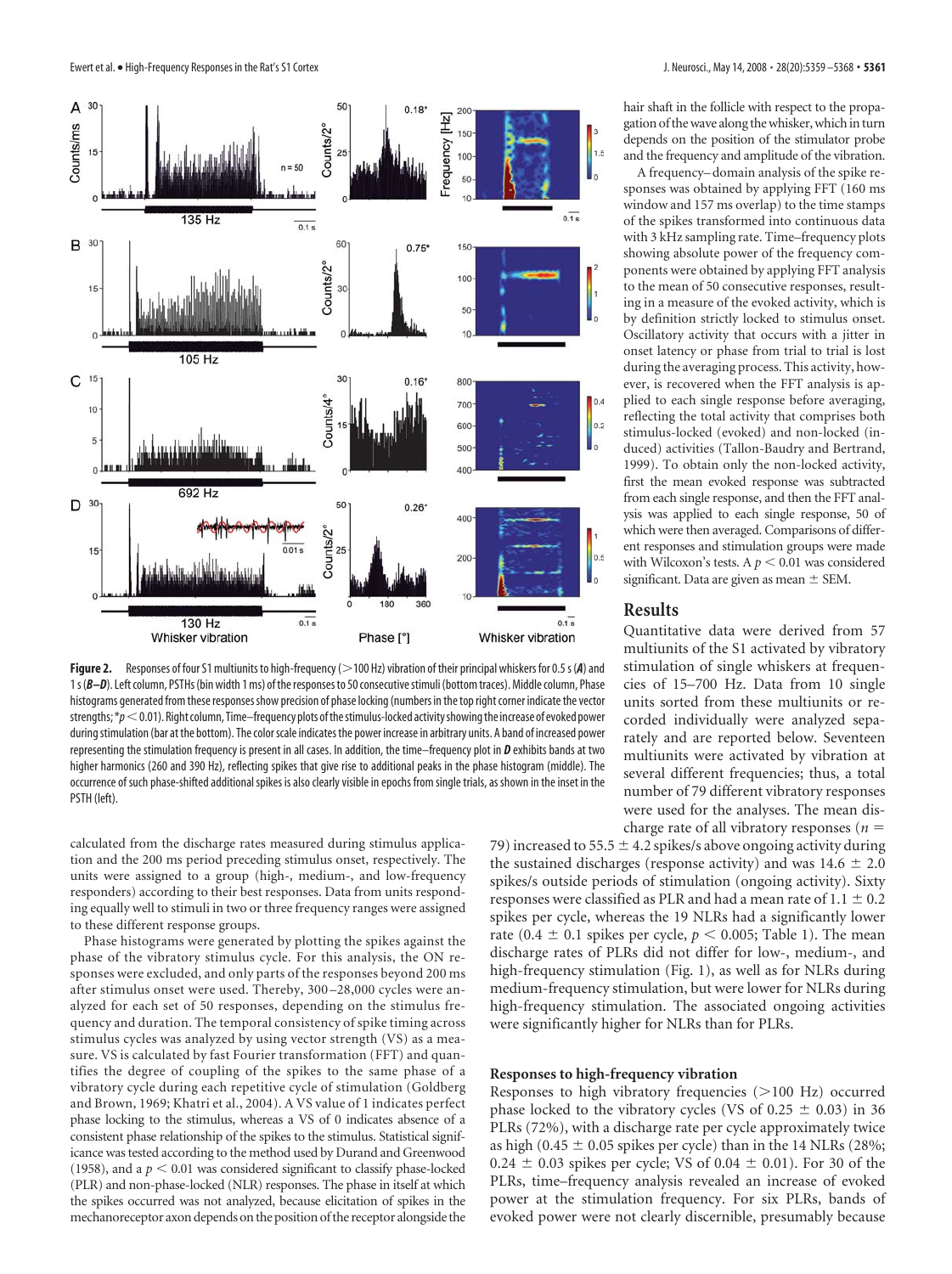**Figure 2.** Responses of four S1 multiunits to high-frequency (>100 Hz) vibration of their principal whiskers for 0.5 s (***A***) and 1 s (***B–D***). Left column, PSTHs (bin width 1 ms) of the responses to 50 consecutive stimuli (bottom traces). Middle column, Phase histograms generated from these responses show precision of phase locking (numbers in the top right corner indicate the vector strengths; *$p < 0.01$). Right column, Time–frequency plots of the stimulus-locked activity showing the increase of evoked power during stimulation (bar at the bottom). The color scale indicates the power increase in arbitrary units. A band of increased power representing the stimulation frequency is present in all cases. In addition, the time–frequency plot in ***D*** exhibits bands at two higher harmonics (260 and 390 Hz), reflecting spikes that give rise to additional peaks in the phase histogram (middle). The occurrence of such phase-shifted additional spikes is also clearly visible in epochs from single trials, as shown in the inset in the PSTH (left).

calculated from the discharge rates measured during stimulus application and the 200 ms period preceding stimulus onset, respectively. The units were assigned to a group (high-, medium-, and low-frequency responders) according to their best responses. Data from units responding equally well to stimuli in two or three frequency ranges were assigned to these different response groups.

Phase histograms were generated by plotting the spikes against the phase of the vibratory stimulus cycle. For this analysis, the ON responses were excluded, and only parts of the responses beyond 200 ms after stimulus onset were used. Thereby, 300–28,000 cycles were analyzed for each set of 50 responses, depending on the stimulus frequency and duration. The temporal consistency of spike timing across stimulus cycles was analyzed by using vector strength (VS) as a measure. VS is calculated by fast Fourier transformation (FFT) and quantifies the degree of coupling of the spikes to the same phase of a vibratory cycle during each repetitive cycle of stimulation (Goldberg and Brown, 1969; Khatri et al., 2004). A VS value of 1 indicates perfect phase locking to the stimulus, whereas a VS of 0 indicates absence of a consistent phase relationship of the spikes to the stimulus. Statistical significance was tested according to the method used by Durand and Greenwood (1958), and a $p < 0.01$ was considered significant to classify phase-locked (PLR) and non-phase-locked (NLR) responses. The phase in itself at which the spikes occurred was not analyzed, because elicitation of spikes in the mechanoreceptor axon depends on the position of the receptor alongside the hair shaft in the follicle with respect to the propagation of the wave along the whisker, which in turn depends on the position of the stimulator probe and the frequency and amplitude of the vibration.

A frequency–domain analysis of the spike responses was obtained by applying FFT (160 ms window and 157 ms overlap) to the time stamps of the spikes transformed into continuous data with 3 kHz sampling rate. Time–frequency plots showing absolute power of the frequency components were obtained by applying FFT analysis to the mean of 50 consecutive responses, resulting in a measure of the evoked activity, which is by definition strictly locked to stimulus onset. Oscillatory activity that occurs with a jitter in onset latency or phase from trial to trial is lost during the averaging process. This activity, however, is recovered when the FFT analysis is applied to each single response before averaging, reflecting the total activity that comprises both stimulus-locked (evoked) and non-locked (induced) activities (Tallon-Baudry and Bertrand, 1999). To obtain only the non-locked activity, first the mean evoked response was subtracted from each single response, and then the FFT analysis was applied to each single response, 50 of which were then averaged. Comparisons of different responses and stimulation groups were made with Wilcoxon's tests. A $p < 0.01$ was considered significant. Data are given as mean ± SEM.

## Results

Quantitative data were derived from 57 multiunits of the S1 activated by vibratory stimulation of single whiskers at frequencies of 15–700 Hz. Data from 10 single units sorted from these multiunits or recorded individually were analyzed separately and are reported below. Seventeen multiunits were activated by vibration at several different frequencies; thus, a total number of 79 different vibratory responses were used for the analyses. The mean discharge rate of all vibratory responses ($n = 79$) increased to 55.5 ± 4.2 spikes/s above ongoing activity during the sustained discharges (response activity) and was 14.6 ± 2.0 spikes/s outside periods of stimulation (ongoing activity). Sixty responses were classified as PLR and had a mean rate of 1.1 ± 0.2 spikes per cycle, whereas the 19 NLRs had a significantly lower rate (0.4 ± 0.1 spikes per cycle, $p < 0.005$; Table 1). The mean discharge rates of PLRs did not differ for low-, medium-, and high-frequency stimulation (Fig. 1), as well as for NLRs during medium-frequency stimulation, but were lower for NLRs during high-frequency stimulation. The associated ongoing activities were significantly higher for NLRs than for PLRs.

### Responses to high-frequency vibration

Responses to high vibratory frequencies (>100 Hz) occurred phase locked to the vibratory cycles (VS of 0.25 ± 0.03) in 36 PLRs (72%), with a discharge rate per cycle approximately twice as high (0.45 ± 0.05 spikes per cycle) than in the 14 NLRs (28%; 0.24 ± 0.03 spikes per cycle; VS of 0.04 ± 0.01). For 30 of the PLRs, time–frequency analysis revealed an increase of evoked power at the stimulation frequency. For six PLRs, bands of evoked power were not clearly discernible, presumably because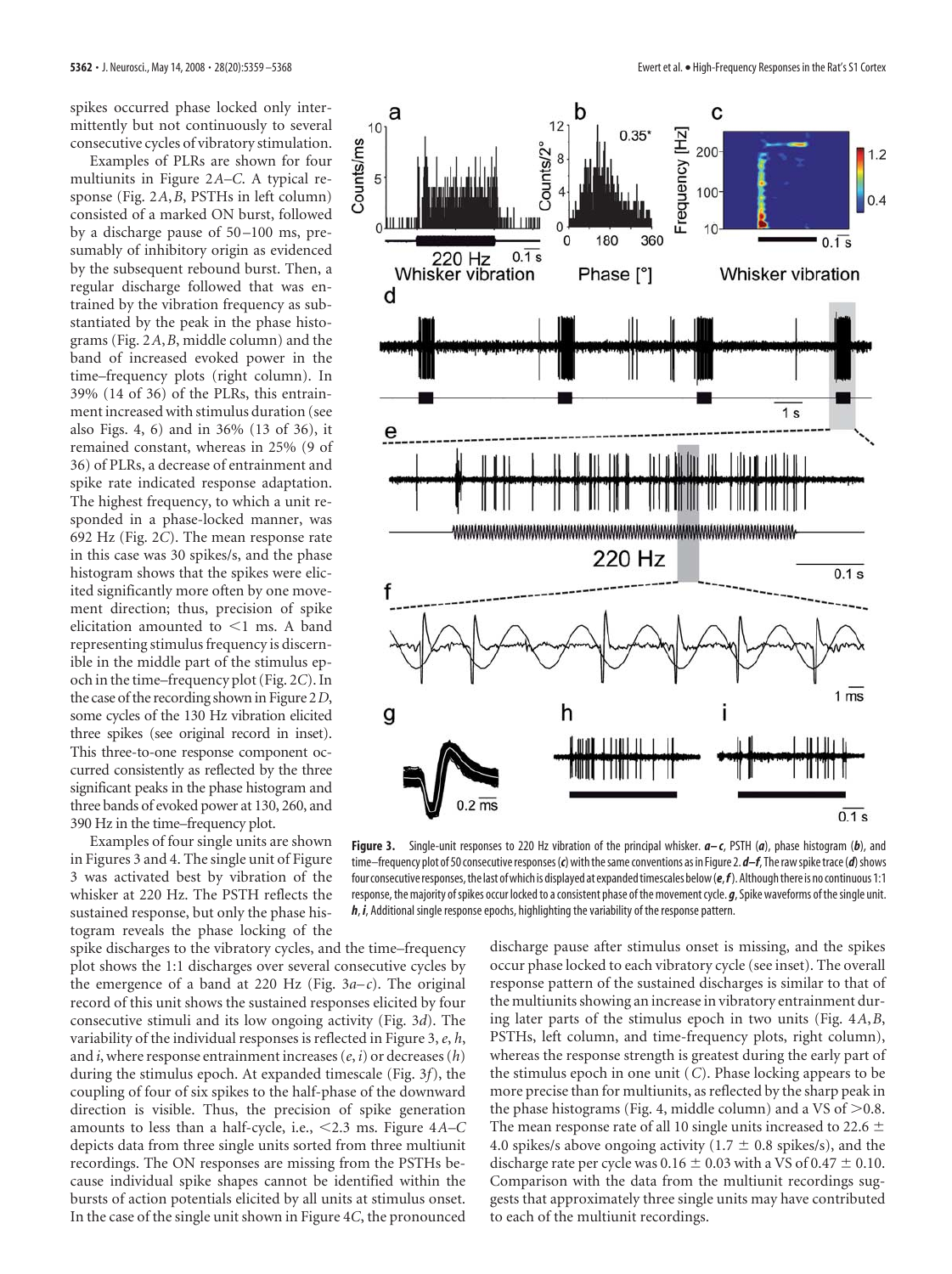spikes occurred phase locked only intermittently but not continuously to several consecutive cycles of vibratory stimulation.

Examples of PLRs are shown for four multiunits in Figure 2*A–C*. A typical response (Fig. 2*A*,*B*, PSTHs in left column) consisted of a marked ON burst, followed by a discharge pause of 50–100 ms, presumably of inhibitory origin as evidenced by the subsequent rebound burst. Then, a regular discharge followed that was entrained by the vibration frequency as substantiated by the peak in the phase histograms (Fig. 2*A*,*B*, middle column) and the band of increased evoked power in the time–frequency plots (right column). In 39% (14 of 36) of the PLRs, this entrainment increased with stimulus duration (see also Figs. 4, 6) and in 36% (13 of 36), it remained constant, whereas in 25% (9 of 36) of PLRs, a decrease of entrainment and spike rate indicated response adaptation. The highest frequency, to which a unit responded in a phase-locked manner, was 692 Hz (Fig. 2*C*). The mean response rate in this case was 30 spikes/s, and the phase histogram shows that the spikes were elicited significantly more often by one movement direction; thus, precision of spike elicitation amounted to <1 ms. A band representing stimulus frequency is discernible in the middle part of the stimulus epoch in the time–frequency plot (Fig. 2*C*). In the case of the recording shown in Figure 2*D*, some cycles of the 130 Hz vibration elicited three spikes (see original record in inset). This three-to-one response component occurred consistently as reflected by the three significant peaks in the phase histogram and three bands of evoked power at 130, 260, and 390 Hz in the time–frequency plot.

Examples of four single units are shown in Figures 3 and 4. The single unit of Figure 3 was activated best by vibration of the whisker at 220 Hz. The PSTH reflects the sustained response, but only the phase histogram reveals the phase locking of the spike discharges to the vibratory cycles, and the time–frequency plot shows the 1:1 discharges over several consecutive cycles by the emergence of a band at 220 Hz (Fig. 3*a–c*). The original record of this unit shows the sustained responses elicited by four consecutive stimuli and its low ongoing activity (Fig. 3*d*). The variability of the individual responses is reflected in Figure 3, *e*, *h*, and *i*, where response entrainment increases (*e*, *i*) or decreases (*h*) during the stimulus epoch. At expanded timescale (Fig. 3*f*), the coupling of four of six spikes to the half-phase of the downward direction is visible. Thus, the precision of spike generation amounts to less than a half-cycle, i.e., <2.3 ms. Figure 4*A–C* depicts data from three single units sorted from three multiunit recordings. The ON responses are missing from the PSTHs because individual spike shapes cannot be identified within the bursts of action potentials elicited by all units at stimulus onset. In the case of the single unit shown in Figure 4*C*, the pronounced discharge pause after stimulus onset is missing, and the spikes occur phase locked to each vibratory cycle (see inset). The overall response pattern of the sustained discharges is similar to that of the multiunits showing an increase in vibratory entrainment during later parts of the stimulus epoch in two units (Fig. 4*A*,*B*, PSTHs, left column, and time-frequency plots, right column), whereas the response strength is greatest during the early part of the stimulus epoch in one unit (*C*). Phase locking appears to be more precise than for multiunits, as reflected by the sharp peak in the phase histograms (Fig. 4, middle column) and a VS of >0.8. The mean response rate of all 10 single units increased to 22.6 ± 4.0 spikes/s above ongoing activity (1.7 ± 0.8 spikes/s), and the discharge rate per cycle was 0.16 ± 0.03 with a VS of 0.47 ± 0.10. Comparison with the data from the multiunit recordings suggests that approximately three single units may have contributed to each of the multiunit recordings.

**Figure 3.** Single-unit responses to 220 Hz vibration of the principal whisker. ***a–c***, PSTH (***a***), phase histogram (***b***), and time–frequency plot of 50 consecutive responses (***c***) with the same conventions as in Figure 2. ***d–f***, The raw spike trace (***d***) shows four consecutive responses, the last of which is displayed at expanded timescales below (***e***, ***f***). Although there is no continuous 1:1 response, the majority of spikes occur locked to a consistent phase of the movement cycle. ***g***, Spike waveforms of the single unit. ***h***, ***i***, Additional single response epochs, highlighting the variability of the response pattern.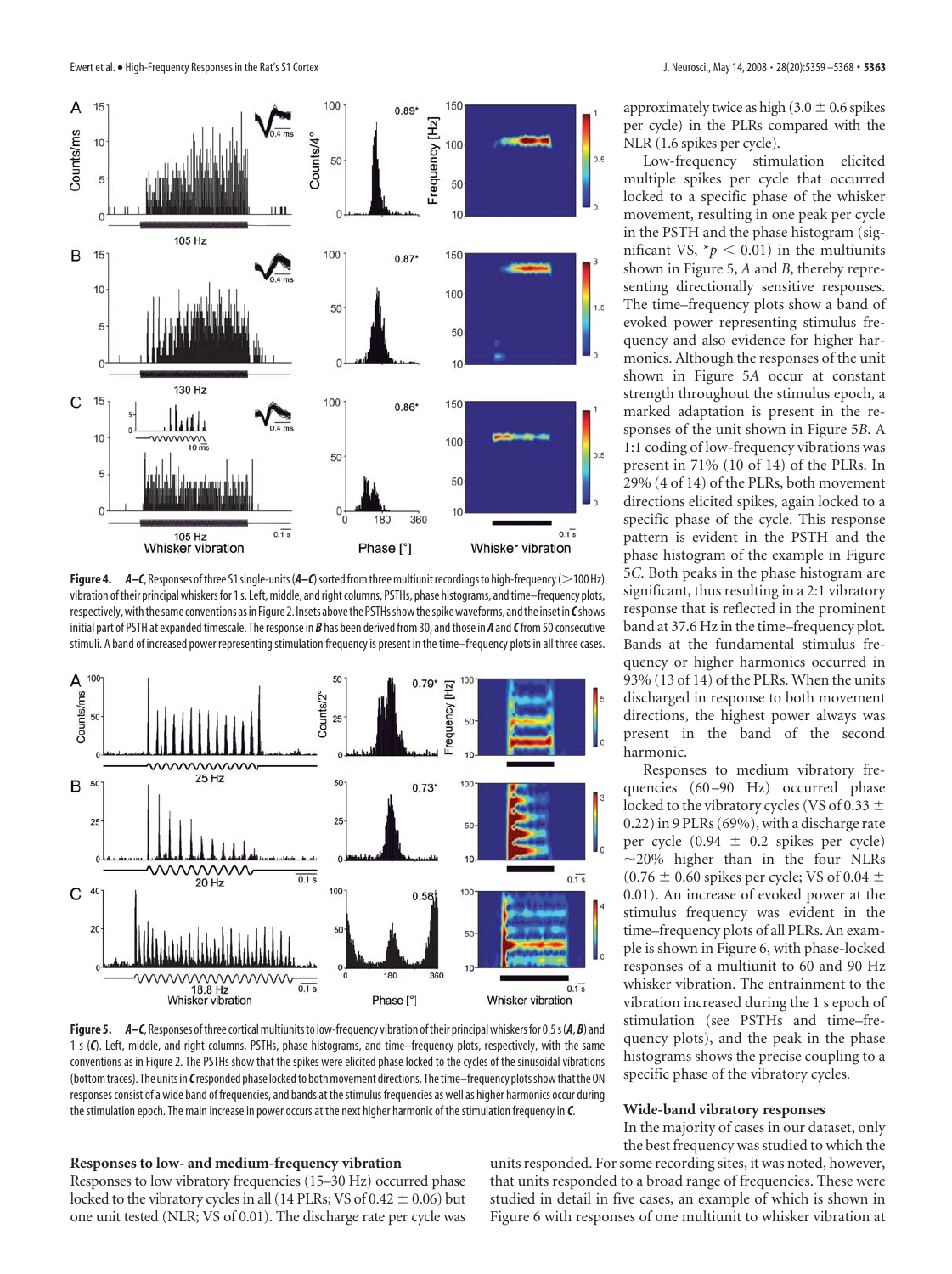**Figure 4.** ***A–C***, Responses of three S1 single-units (***A–C***) sorted from three multiunit recordings to high-frequency (>100 Hz) vibration of their principal whiskers for 1 s. Left, middle, and right columns, PSTHs, phase histograms, and time–frequency plots, respectively, with the same conventions as in Figure 2. Insets above the PSTHs show the spike waveforms, and the inset in ***C*** shows initial part of PSTH at expanded timescale. The response in ***B*** has been derived from 30, and those in ***A*** and ***C*** from 50 consecutive stimuli. A band of increased power representing stimulation frequency is present in the time–frequency plots in all three cases.

**Figure 5.** ***A–C***, Responses of three cortical multiunits to low-frequency vibration of their principal whiskers for 0.5 s (***A***, ***B***) and 1 s (***C***). Left, middle, and right columns, PSTHs, phase histograms, and time–frequency plots, respectively, with the same conventions as in Figure 2. The PSTHs show that the spikes were elicited phase locked to the cycles of the sinusoidal vibrations (bottom traces). The units in ***C*** responded phase locked to both movement directions. The time–frequency plots show that the ON responses consist of a wide band of frequencies, and bands at the stimulus frequencies as well as higher harmonics occur during the stimulation epoch. The main increase in power occurs at the next higher harmonic of the stimulation frequency in ***C***.

### Responses to low- and medium-frequency vibration

Responses to low vibratory frequencies (15–30 Hz) occurred phase locked to the vibratory cycles in all (14 PLRs; VS of 0.42 ± 0.06) but one unit tested (NLR; VS of 0.01). The discharge rate per cycle was approximately twice as high (3.0 ± 0.6 spikes per cycle) in the PLRs compared with the NLR (1.6 spikes per cycle).

Low-frequency stimulation elicited multiple spikes per cycle that occurred locked to a specific phase of the whisker movement, resulting in one peak per cycle in the PSTH and the phase histogram (significant VS, $*p < 0.01$) in the multiunits shown in Figure 5, *A* and *B*, thereby representing directionally sensitive responses. The time–frequency plots show a band of evoked power representing stimulus frequency and also evidence for higher harmonics. Although the responses of the unit shown in Figure 5*A* occur at constant strength throughout the stimulus epoch, a marked adaptation is present in the responses of the unit shown in Figure 5*B*. A 1:1 coding of low-frequency vibrations was present in 71% (10 of 14) of the PLRs. In 29% (4 of 14) of the PLRs, both movement directions elicited spikes, again locked to a specific phase of the cycle. This response pattern is evident in the PSTH and the phase histogram of the example in Figure 5*C*. Both peaks in the phase histogram are significant, thus resulting in a 2:1 vibratory response that is reflected in the prominent band at 37.6 Hz in the time–frequency plot. Bands at the fundamental stimulus frequency or higher harmonics occurred in 93% (13 of 14) of the PLRs. When the units discharged in response to both movement directions, the highest power always was present in the band of the second harmonic.

Responses to medium vibratory frequencies (60–90 Hz) occurred phase locked to the vibratory cycles (VS of 0.33 ± 0.22) in 9 PLRs (69%), with a discharge rate per cycle (0.94 ± 0.2 spikes per cycle) ~20% higher than in the four NLRs (0.76 ± 0.60 spikes per cycle; VS of 0.04 ± 0.01). An increase of evoked power at the stimulus frequency was evident in the time–frequency plots of all PLRs. An example is shown in Figure 6, with phase-locked responses of a multiunit to 60 and 90 Hz whisker vibration. The entrainment to the vibration increased during the 1 s epoch of stimulation (see PSTHs and time–frequency plots), and the peak in the phase histograms shows the precise coupling to a specific phase of the vibratory cycles.

### Wide-band vibratory responses

In the majority of cases in our dataset, only the best frequency was studied to which the units responded. For some recording sites, it was noted, however, that units responded to a broad range of frequencies. These were studied in detail in five cases, an example of which is shown in Figure 6 with responses of one multiunit to whisker vibration at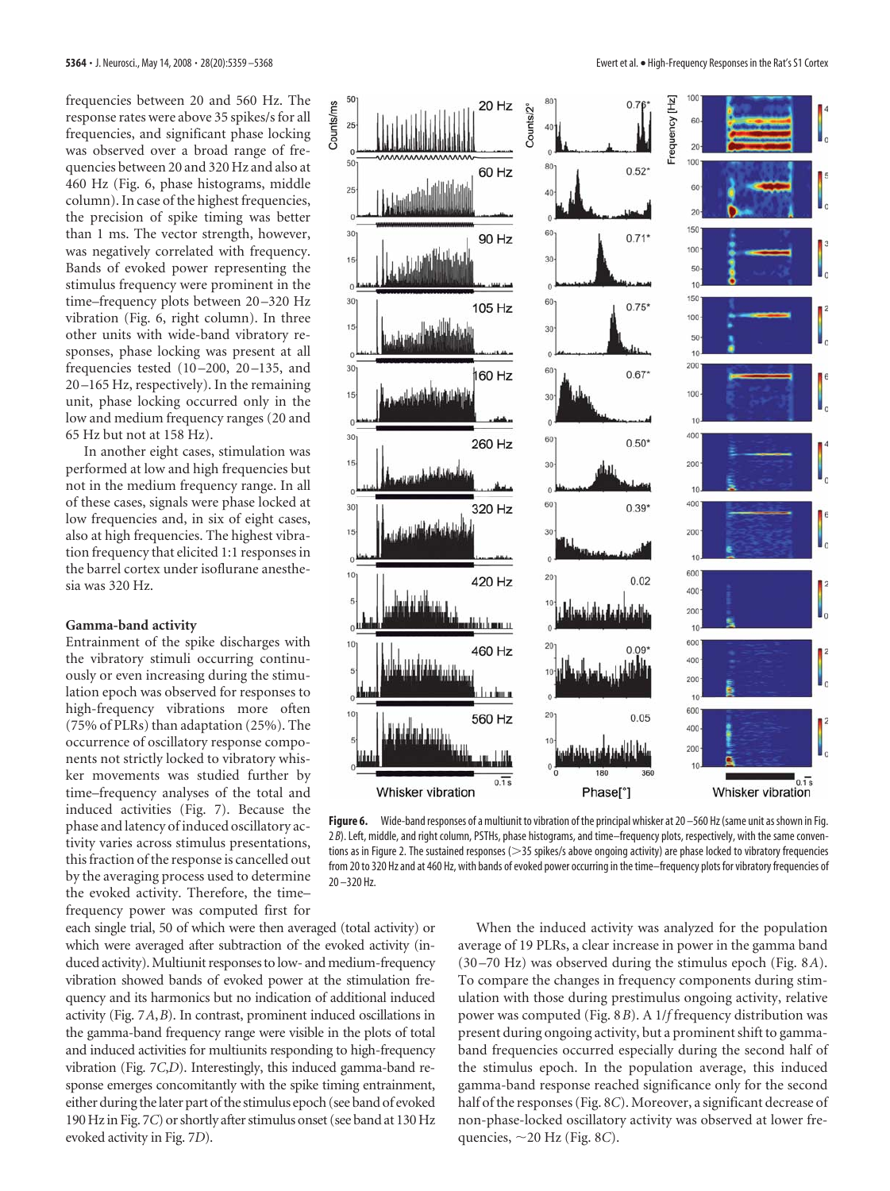frequencies between 20 and 560 Hz. The response rates were above 35 spikes/s for all frequencies, and significant phase locking was observed over a broad range of frequencies between 20 and 320 Hz and also at 460 Hz (Fig. 6, phase histograms, middle column). In case of the highest frequencies, the precision of spike timing was better than 1 ms. The vector strength, however, was negatively correlated with frequency. Bands of evoked power representing the stimulus frequency were prominent in the time–frequency plots between 20–320 Hz vibration (Fig. 6, right column). In three other units with wide-band vibratory responses, phase locking was present at all frequencies tested (10–200, 20–135, and 20–165 Hz, respectively). In the remaining unit, phase locking occurred only in the low and medium frequency ranges (20 and 65 Hz but not at 158 Hz).

In another eight cases, stimulation was performed at low and high frequencies but not in the medium frequency range. In all of these cases, signals were phase locked at low frequencies and, in six of eight cases, also at high frequencies. The highest vibration frequency that elicited 1:1 responses in the barrel cortex under isoflurane anesthesia was 320 Hz.

### Gamma-band activity

Entrainment of the spike discharges with the vibratory stimuli occurring continuously or even increasing during the stimulation epoch was observed for responses to high-frequency vibrations more often (75% of PLRs) than adaptation (25%). The occurrence of oscillatory response components not strictly locked to vibratory whisker movements was studied further by time–frequency analyses of the total and induced activities (Fig. 7). Because the phase and latency of induced oscillatory activity varies across stimulus presentations, this fraction of the response is cancelled out by the averaging process used to determine the evoked activity. Therefore, the time–frequency power was computed first for each single trial, 50 of which were then averaged (total activity) or which were averaged after subtraction of the evoked activity (induced activity). Multiunit responses to low- and medium-frequency vibration showed bands of evoked power at the stimulation frequency and its harmonics but no indication of additional induced activity (Fig. 7*A*,*B*). In contrast, prominent induced oscillations in the gamma-band frequency range were visible in the plots of total and induced activities for multiunits responding to high-frequency vibration (Fig. 7*C*,*D*). Interestingly, this induced gamma-band response emerges concomitantly with the spike timing entrainment, either during the later part of the stimulus epoch (see band of evoked 190 Hz in Fig. 7*C*) or shortly after stimulus onset (see band at 130 Hz evoked activity in Fig. 7*D*).

**Figure 6.** Wide-band responses of a multiunit to vibration of the principal whisker at 20–560 Hz (same unit as shown in Fig. 2*B*). Left, middle, and right column, PSTHs, phase histograms, and time–frequency plots, respectively, with the same conventions as in Figure 2. The sustained responses (>35 spikes/s above ongoing activity) are phase locked to vibratory frequencies from 20 to 320 Hz and at 460 Hz, with bands of evoked power occurring in the time–frequency plots for vibratory frequencies of 20–320 Hz.

When the induced activity was analyzed for the population average of 19 PLRs, a clear increase in power in the gamma band (30–70 Hz) was observed during the stimulus epoch (Fig. 8*A*). To compare the changes in frequency components during stimulation with those during prestimulus ongoing activity, relative power was computed (Fig. 8*B*). A 1/*f* frequency distribution was present during ongoing activity, but a prominent shift to gamma-band frequencies occurred especially during the second half of the stimulus epoch. In the population average, this induced gamma-band response reached significance only for the second half of the responses (Fig. 8*C*). Moreover, a significant decrease of non-phase-locked oscillatory activity was observed at lower frequencies, ~20 Hz (Fig. 8*C*).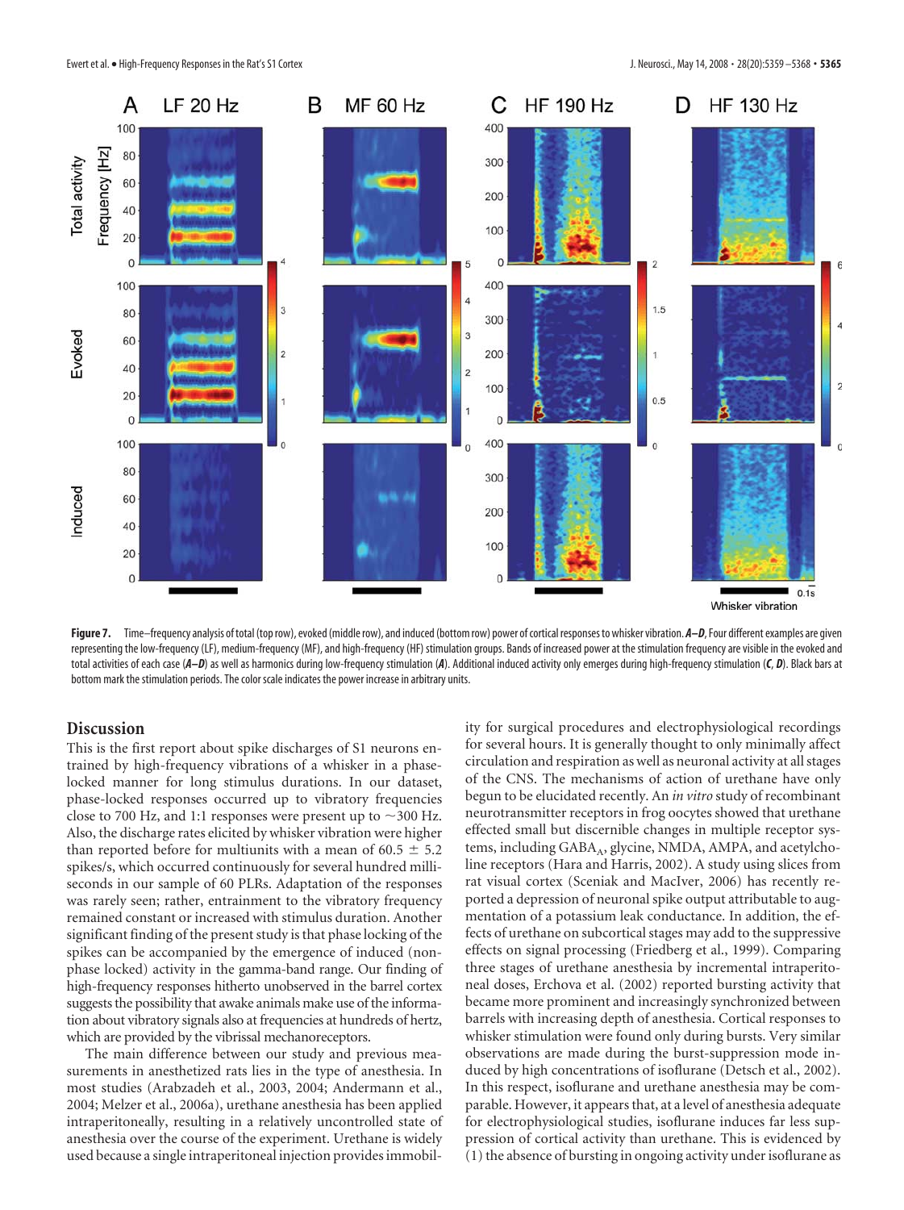**Figure 7.** Time–frequency analysis of total (top row), evoked (middle row), and induced (bottom row) power of cortical responses to whisker vibration. ***A–D***, Four different examples are given representing the low-frequency (LF), medium-frequency (MF), and high-frequency (HF) stimulation groups. Bands of increased power at the stimulation frequency are visible in the evoked and total activities of each case (***A–D***) as well as harmonics during low-frequency stimulation (***A***). Additional induced activity only emerges during high-frequency stimulation (***C***, ***D***). Black bars at bottom mark the stimulation periods. The color scale indicates the power increase in arbitrary units.

## Discussion

This is the first report about spike discharges of S1 neurons entrained by high-frequency vibrations of a whisker in a phase-locked manner for long stimulus durations. In our dataset, phase-locked responses occurred up to vibratory frequencies close to 700 Hz, and 1:1 responses were present up to ~300 Hz. Also, the discharge rates elicited by whisker vibration were higher than reported before for multiunits with a mean of 60.5 ± 5.2 spikes/s, which occurred continuously for several hundred milliseconds in our sample of 60 PLRs. Adaptation of the responses was rarely seen; rather, entrainment to the vibratory frequency remained constant or increased with stimulus duration. Another significant finding of the present study is that phase locking of the spikes can be accompanied by the emergence of induced (non-phase locked) activity in the gamma-band range. Our finding of high-frequency responses hitherto unobserved in the barrel cortex suggests the possibility that awake animals make use of the information about vibratory signals also at frequencies at hundreds of hertz, which are provided by the vibrissal mechanoreceptors.

The main difference between our study and previous measurements in anesthetized rats lies in the type of anesthesia. In most studies (Arabzadeh et al., 2003, 2004; Andermann et al., 2004; Melzer et al., 2006a), urethane anesthesia has been applied intraperitoneally, resulting in a relatively uncontrolled state of anesthesia over the course of the experiment. Urethane is widely used because a single intraperitoneal injection provides immobility for surgical procedures and electrophysiological recordings for several hours. It is generally thought to only minimally affect circulation and respiration as well as neuronal activity at all stages of the CNS. The mechanisms of action of urethane have only begun to be elucidated recently. An *in vitro* study of recombinant neurotransmitter receptors in frog oocytes showed that urethane effected small but discernible changes in multiple receptor systems, including $GABA_A$, glycine, NMDA, AMPA, and acetylcholine receptors (Hara and Harris, 2002). A study using slices from rat visual cortex (Sceniak and MacIver, 2006) has recently reported a depression of neuronal spike output attributable to augmentation of a potassium leak conductance. In addition, the effects of urethane on subcortical stages may add to the suppressive effects on signal processing (Friedberg et al., 1999). Comparing three stages of urethane anesthesia by incremental intraperitoneal doses, Erchova et al. (2002) reported bursting activity that became more prominent and increasingly synchronized between barrels with increasing depth of anesthesia. Cortical responses to whisker stimulation were found only during bursts. Very similar observations are made during the burst-suppression mode induced by high concentrations of isoflurane (Detsch et al., 2002). In this respect, isoflurane and urethane anesthesia may be comparable. However, it appears that, at a level of anesthesia adequate for electrophysiological studies, isoflurane induces far less suppression of cortical activity than urethane. This is evidenced by (1) the absence of bursting in ongoing activity under isoflurane as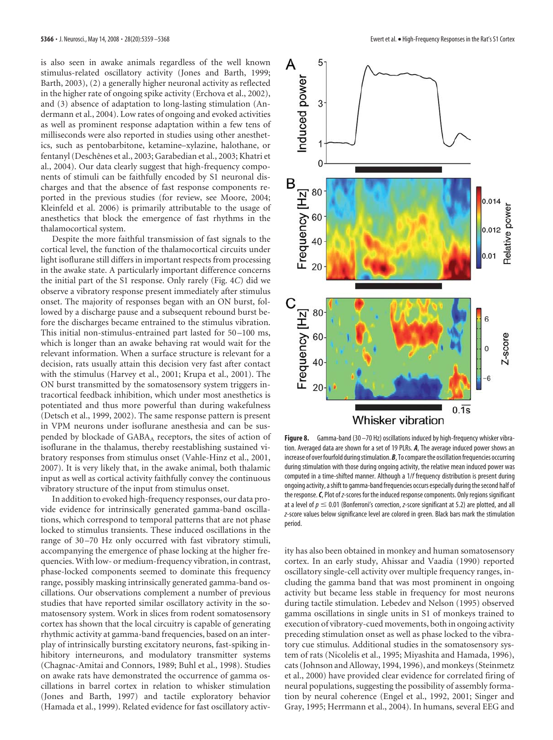is also seen in awake animals regardless of the well known stimulus-related oscillatory activity (Jones and Barth, 1999; Barth, 2003), (2) a generally higher neuronal activity as reflected in the higher rate of ongoing spike activity (Erchova et al., 2002), and (3) absence of adaptation to long-lasting stimulation (Andermann et al., 2004). Low rates of ongoing and evoked activities as well as prominent response adaptation within a few tens of milliseconds were also reported in studies using other anesthetics, such as pentobarbitone, ketamine–xylazine, halothane, or fentanyl (Deschênes et al., 2003; Garabedian et al., 2003; Khatri et al., 2004). Our data clearly suggest that high-frequency components of stimuli can be faithfully encoded by S1 neuronal discharges and that the absence of fast response components reported in the previous studies (for review, see Moore, 2004; Kleinfeld et al. 2006) is primarily attributable to the usage of anesthetics that block the emergence of fast rhythms in the thalamocortical system.

Despite the more faithful transmission of fast signals to the cortical level, the function of the thalamocortical circuits under light isoflurane still differs in important respects from processing in the awake state. A particularly important difference concerns the initial part of the S1 response. Only rarely (Fig. 4*C*) did we observe a vibratory response present immediately after stimulus onset. The majority of responses began with an ON burst, followed by a discharge pause and a subsequent rebound burst before the discharges became entrained to the stimulus vibration. This initial non-stimulus-entrained part lasted for 50–100 ms, which is longer than an awake behaving rat would wait for the relevant information. When a surface structure is relevant for a decision, rats usually attain this decision very fast after contact with the stimulus (Harvey et al., 2001; Krupa et al., 2001). The ON burst transmitted by the somatosensory system triggers intracortical feedback inhibition, which under most anesthetics is potentiated and thus more powerful than during wakefulness (Detsch et al., 1999, 2002). The same response pattern is present in VPM neurons under isoflurane anesthesia and can be suspended by blockade of $GABA_A$ receptors, the sites of action of isoflurane in the thalamus, thereby reestablishing sustained vibratory responses from stimulus onset (Vahle-Hinz et al., 2001, 2007). It is very likely that, in the awake animal, both thalamic input as well as cortical activity faithfully convey the continuous vibratory structure of the input from stimulus onset.

In addition to evoked high-frequency responses, our data provide evidence for intrinsically generated gamma-band oscillations, which correspond to temporal patterns that are not phase locked to stimulus transients. These induced oscillations in the range of 30–70 Hz only occurred with fast vibratory stimuli, accompanying the emergence of phase locking at the higher frequencies. With low- or medium-frequency vibration, in contrast, phase-locked components seemed to dominate this frequency range, possibly masking intrinsically generated gamma-band oscillations. Our observations complement a number of previous studies that have reported similar oscillatory activity in the somatosensory system. Work in slices from rodent somatosensory cortex has shown that the local circuitry is capable of generating rhythmic activity at gamma-band frequencies, based on an interplay of intrinsically bursting excitatory neurons, fast-spiking inhibitory interneurons, and modulatory transmitter systems (Chagnac-Amitai and Connors, 1989; Buhl et al., 1998). Studies on awake rats have demonstrated the occurrence of gamma oscillations in barrel cortex in relation to whisker stimulation (Jones and Barth, 1997) and tactile exploratory behavior (Hamada et al., 1999). Related evidence for fast oscillatory activity has also been obtained in monkey and human somatosensory cortex. In an early study, Ahissar and Vaadia (1990) reported oscillatory single-cell activity over multiple frequency ranges, including the gamma band that was most prominent in ongoing activity but became less stable in frequency for most neurons during tactile stimulation. Lebedev and Nelson (1995) observed gamma oscillations in single units in S1 of monkeys trained to execution of vibratory-cued movements, both in ongoing activity preceding stimulation onset as well as phase locked to the vibratory cue stimulus. Additional studies in the somatosensory system of rats (Nicolelis et al., 1995; Miyashita and Hamada, 1996), cats (Johnson and Alloway, 1994, 1996), and monkeys (Steinmetz et al., 2000) have provided clear evidence for correlated firing of neural populations, suggesting the possibility of assembly formation by neural coherence (Engel et al., 1992, 2001; Singer and Gray, 1995; Herrmann et al., 2004). In humans, several EEG and

**Figure 8.** Gamma-band (30–70 Hz) oscillations induced by high-frequency whisker vibration. Averaged data are shown for a set of 19 PLRs. ***A***, The average induced power shows an increase of over fourfold during stimulation. ***B***, To compare the oscillation frequencies occurring during stimulation with those during ongoing activity, the relative mean induced power was computed in a time-shifted manner. Although a 1/*f* frequency distribution is present during ongoing activity, a shift to gamma-band frequencies occurs especially during the second half of the response. ***C***, Plot of *z*-scores for the induced response components. Only regions significant at a level of $p \leq 0.01$ (Bonferroni's correction, *z*-score significant at 5.2) are plotted, and all *z*-score values below significance level are colored in green. Black bars mark the stimulation period.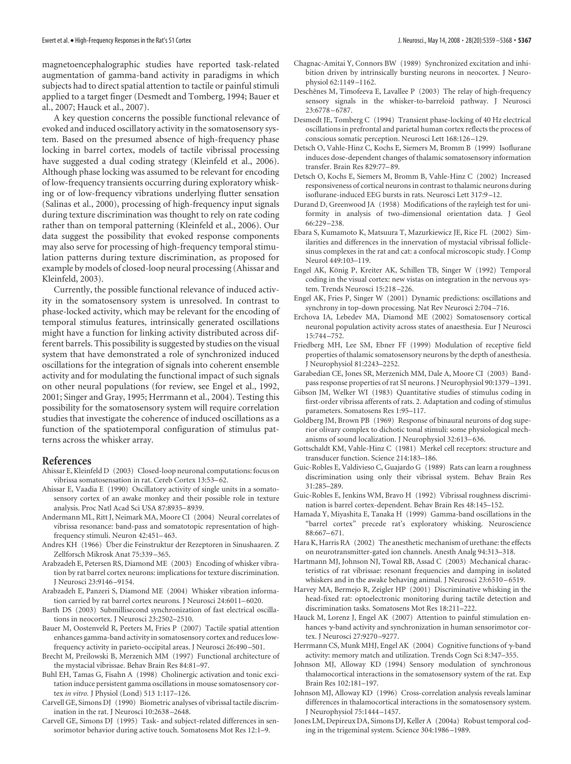magnetoencephalographic studies have reported task-related augmentation of gamma-band activity in paradigms in which subjects had to direct spatial attention to tactile or painful stimuli applied to a target finger (Desmedt and Tomberg, 1994; Bauer et al., 2007; Hauck et al., 2007).

A key question concerns the possible functional relevance of evoked and induced oscillatory activity in the somatosensory system. Based on the presumed absence of high-frequency phase locking in barrel cortex, models of tactile vibrissal processing have suggested a dual coding strategy (Kleinfeld et al., 2006). Although phase locking was assumed to be relevant for encoding of low-frequency transients occurring during exploratory whisking or of low-frequency vibrations underlying flutter sensation (Salinas et al., 2000), processing of high-frequency input signals during texture discrimination was thought to rely on rate coding rather than on temporal patterning (Kleinfeld et al., 2006). Our data suggest the possibility that evoked response components may also serve for processing of high-frequency temporal stimulation patterns during texture discrimination, as proposed for example by models of closed-loop neural processing (Ahissar and Kleinfeld, 2003).

Currently, the possible functional relevance of induced activity in the somatosensory system is unresolved. In contrast to phase-locked activity, which may be relevant for the encoding of temporal stimulus features, intrinsically generated oscillations might have a function for linking activity distributed across different barrels. This possibility is suggested by studies on the visual system that have demonstrated a role of synchronized induced oscillations for the integration of signals into coherent ensemble activity and for modulating the functional impact of such signals on other neural populations (for review, see Engel et al., 1992, 2001; Singer and Gray, 1995; Herrmann et al., 2004). Testing this possibility for the somatosensory system will require correlation studies that investigate the coherence of induced oscillations as a function of the spatiotemporal configuration of stimulus patterns across the whisker array.

## References

Ahissar E, Kleinfeld D (2003) Closed-loop neuronal computations: focus on vibrissa somatosensation in rat. Cereb Cortex 13:53–62.

Ahissar E, Vaadia E (1990) Oscillatory activity of single units in a somatosensory cortex of an awake monkey and their possible role in texture analysis. Proc Natl Acad Sci USA 87:8935–8939.

Andermann ML, Ritt J, Neimark MA, Moore CI (2004) Neural correlates of vibrissa resonance: band-pass and somatotopic representation of high-frequency stimuli. Neuron 42:451–463.

Andres KH (1966) Über die Feinstruktur der Rezeptoren in Sinushaaren. Z Zellforsch Mikrosk Anat 75:339–365.

Arabzadeh E, Petersen RS, Diamond ME (2003) Encoding of whisker vibration by rat barrel cortex neurons: implications for texture discrimination. J Neurosci 23:9146–9154.

Arabzadeh E, Panzeri S, Diamond ME (2004) Whisker vibration information carried by rat barrel cortex neurons. J Neurosci 24:6011–6020.

Barth DS (2003) Submillisecond synchronization of fast electrical oscillations in neocortex. J Neurosci 23:2502–2510.

Bauer M, Oostenveld R, Peeters M, Fries P (2007) Tactile spatial attention enhances gamma-band activity in somatosensory cortex and reduces low-frequency activity in parieto-occipital areas. J Neurosci 26:490–501.

Brecht M, Preilowski B, Merzenich MM (1997) Functional architecture of the mystacial vibrissae. Behav Brain Res 84:81–97.

Buhl EH, Tamas G, Fisahn A (1998) Cholinergic activation and tonic excitation induce persistent gamma oscillations in mouse somatosensory cortex *in vitro*. J Physiol (Lond) 513 1:117–126.

Carvell GE, Simons DJ (1990) Biometric analyses of vibrissal tactile discrimination in the rat. J Neurosci 10:2638–2648.

Carvell GE, Simons DJ (1995) Task- and subject-related differences in sensorimotor behavior during active touch. Somatosens Mot Res 12:1–9.

Chagnac-Amitai Y, Connors BW (1989) Synchronized excitation and inhibition driven by intrinsically bursting neurons in neocortex. J Neurophysiol 62:1149–1162.

Deschênes M, Timofeeva E, Lavallee P (2003) The relay of high-frequency sensory signals in the whisker-to-barreloid pathway. J Neurosci 23:6778–6787.

Desmedt JE, Tomberg C (1994) Transient phase-locking of 40 Hz electrical oscillations in prefrontal and parietal human cortex reflects the process of conscious somatic perception. Neurosci Lett 168:126–129.

Detsch O, Vahle-Hinz C, Kochs E, Siemers M, Bromm B (1999) Isoflurane induces dose-dependent changes of thalamic somatosensory information transfer. Brain Res 829:77–89.

Detsch O, Kochs E, Siemers M, Bromm B, Vahle-Hinz C (2002) Increased responsiveness of cortical neurons in contrast to thalamic neurons during isoflurane-induced EEG bursts in rats. Neurosci Lett 317:9–12.

Durand D, Greenwood JA (1958) Modifications of the rayleigh test for uniformity in analysis of two-dimensional orientation data. J Geol 66:229–238.

Ebara S, Kumamoto K, Matsuura T, Mazurkiewicz JE, Rice FL (2002) Similarities and differences in the innervation of mystacial vibrissal follicle-sinus complexes in the rat and cat: a confocal microscopic study. J Comp Neurol 449:103–119.

Engel AK, König P, Kreiter AK, Schillen TB, Singer W (1992) Temporal coding in the visual cortex: new vistas on integration in the nervous system. Trends Neurosci 15:218–226.

Engel AK, Fries P, Singer W (2001) Dynamic predictions: oscillations and synchrony in top-down processing. Nat Rev Neurosci 2:704–716.

Erchova IA, Lebedev MA, Diamond ME (2002) Somatosensory cortical neuronal population activity across states of anaesthesia. Eur J Neurosci 15:744–752.

Friedberg MH, Lee SM, Ebner FF (1999) Modulation of receptive field properties of thalamic somatosensory neurons by the depth of anesthesia. J Neurophysiol 81:2243–2252.

Garabedian CE, Jones SR, Merzenich MM, Dale A, Moore CI (2003) Band-pass response properties of rat SI neurons. J Neurophysiol 90:1379–1391.

Gibson JM, Welker WI (1983) Quantitative studies of stimulus coding in first-order vibrissa afferents of rats. 2. Adaptation and coding of stimulus parameters. Somatosens Res 1:95–117.

Goldberg JM, Brown PB (1969) Response of binaural neurons of dog superior olivary complex to dichotic tonal stimuli: some physiological mechanisms of sound localization. J Neurophysiol 32:613–636.

Gottschaldt KM, Vahle-Hinz C (1981) Merkel cell receptors: structure and transducer function. Science 214:183–186.

Guic-Robles E, Valdivieso C, Guajardo G (1989) Rats can learn a roughness discrimination using only their vibrissal system. Behav Brain Res 31:285–289.

Guic-Robles E, Jenkins WM, Bravo H (1992) Vibrissal roughness discrimination is barrel cortex-dependent. Behav Brain Res 48:145–152.

Hamada Y, Miyashita E, Tanaka H (1999) Gamma-band oscillations in the "barrel cortex" precede rat's exploratory whisking. Neuroscience 88:667–671.

Hara K, Harris RA (2002) The anesthetic mechanism of urethane: the effects on neurotransmitter-gated ion channels. Anesth Analg 94:313–318.

Hartmann MJ, Johnson NJ, Towal RB, Assad C (2003) Mechanical characteristics of rat vibrissae: resonant frequencies and damping in isolated whiskers and in the awake behaving animal. J Neurosci 23:6510–6519.

Harvey MA, Bermejo R, Zeigler HP (2001) Discriminative whisking in the head-fixed rat: optoelectronic monitoring during tactile detection and discrimination tasks. Somatosens Mot Res 18:211–222.

Hauck M, Lorenz J, Engel AK (2007) Attention to painful stimulation enhances $\gamma$-band activity and synchronization in human sensorimotor cortex. J Neurosci 27:9270–9277.

Herrmann CS, Munk MHJ, Engel AK (2004) Cognitive functions of $\gamma$-band activity: memory match and utilization. Trends Cogn Sci 8:347–355.

Johnson MJ, Alloway KD (1994) Sensory modulation of synchronous thalamocortical interactions in the somatosensory system of the rat. Exp Brain Res 102:181–197.

Johnson MJ, Alloway KD (1996) Cross-correlation analysis reveals laminar differences in thalamocortical interactions in the somatosensory system. J Neurophysiol 75:1444–1457.

Jones LM, Depireux DA, Simons DJ, Keller A (2004a) Robust temporal coding in the trigeminal system. Science 304:1986–1989.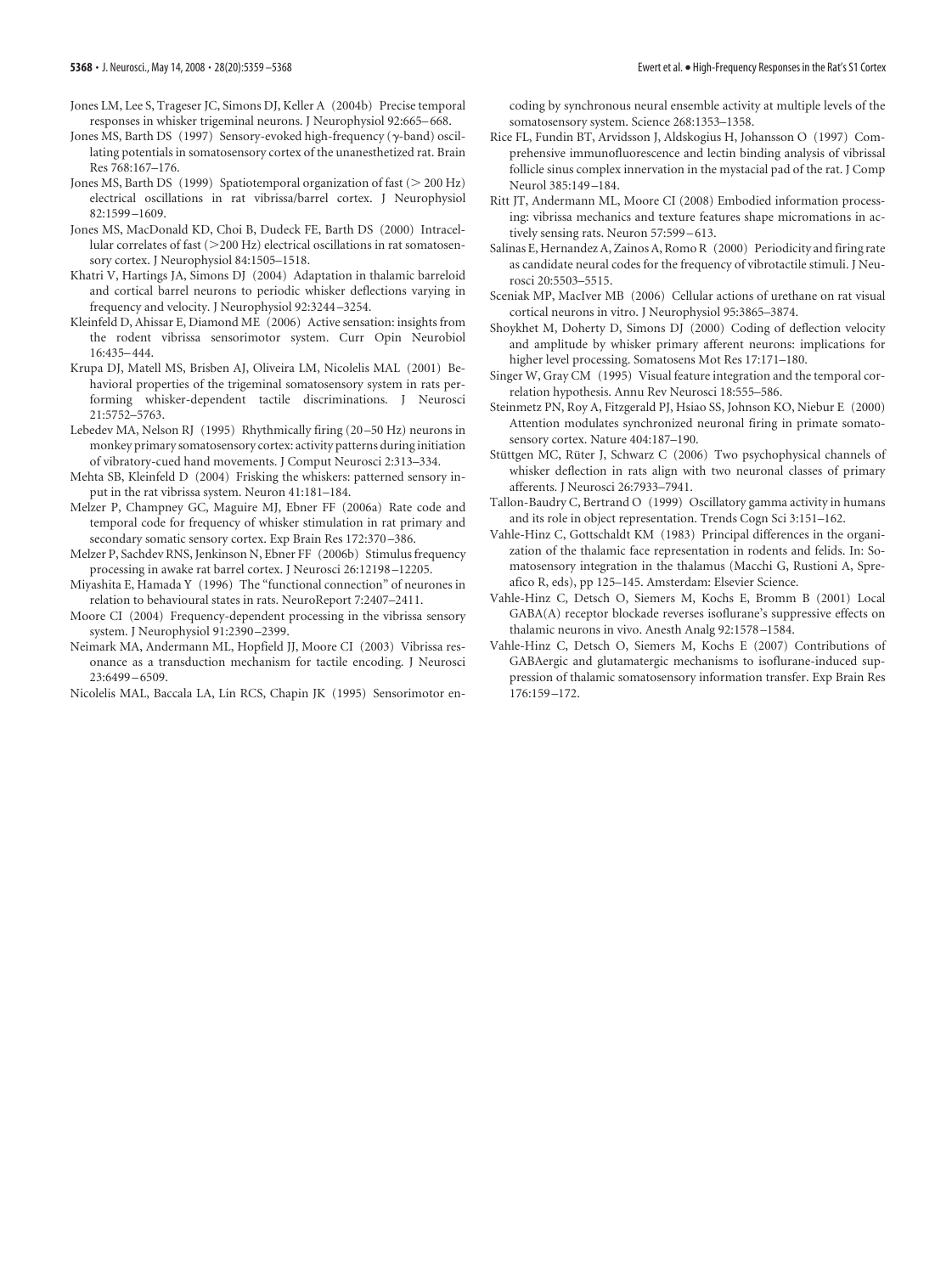Jones LM, Lee S, Trageser JC, Simons DJ, Keller A (2004b) Precise temporal responses in whisker trigeminal neurons. J Neurophysiol 92:665–668.

Jones MS, Barth DS (1997) Sensory-evoked high-frequency (γ-band) oscillating potentials in somatosensory cortex of the unanesthetized rat. Brain Res 768:167–176.

Jones MS, Barth DS (1999) Spatiotemporal organization of fast (> 200 Hz) electrical oscillations in rat vibrissa/barrel cortex. J Neurophysiol 82:1599–1609.

Jones MS, MacDonald KD, Choi B, Dudeck FE, Barth DS (2000) Intracellular correlates of fast (>200 Hz) electrical oscillations in rat somatosensory cortex. J Neurophysiol 84:1505–1518.

Khatri V, Hartings JA, Simons DJ (2004) Adaptation in thalamic barreloid and cortical barrel neurons to periodic whisker deflections varying in frequency and velocity. J Neurophysiol 92:3244–3254.

Kleinfeld D, Ahissar E, Diamond ME (2006) Active sensation: insights from the rodent vibrissa sensorimotor system. Curr Opin Neurobiol 16:435–444.

Krupa DJ, Matell MS, Brisben AJ, Oliveira LM, Nicolelis MAL (2001) Behavioral properties of the trigeminal somatosensory system in rats performing whisker-dependent tactile discriminations. J Neurosci 21:5752–5763.

Lebedev MA, Nelson RJ (1995) Rhythmically firing (20–50 Hz) neurons in monkey primary somatosensory cortex: activity patterns during initiation of vibratory-cued hand movements. J Comput Neurosci 2:313–334.

Mehta SB, Kleinfeld D (2004) Frisking the whiskers: patterned sensory input in the rat vibrissa system. Neuron 41:181–184.

Melzer P, Champney GC, Maguire MJ, Ebner FF (2006a) Rate code and temporal code for frequency of whisker stimulation in rat primary and secondary somatic sensory cortex. Exp Brain Res 172:370–386.

Melzer P, Sachdev RNS, Jenkinson N, Ebner FF (2006b) Stimulus frequency processing in awake rat barrel cortex. J Neurosci 26:12198–12205.

Miyashita E, Hamada Y (1996) The "functional connection" of neurones in relation to behavioural states in rats. NeuroReport 7:2407–2411.

Moore CI (2004) Frequency-dependent processing in the vibrissa sensory system. J Neurophysiol 91:2390–2399.

Neimark MA, Andermann ML, Hopfield JJ, Moore CI (2003) Vibrissa resonance as a transduction mechanism for tactile encoding. J Neurosci 23:6499–6509.

Nicolelis MAL, Baccala LA, Lin RCS, Chapin JK (1995) Sensorimotor encoding by synchronous neural ensemble activity at multiple levels of the somatosensory system. Science 268:1353–1358.

Rice FL, Fundin BT, Arvidsson J, Aldskogius H, Johansson O (1997) Comprehensive immunofluorescence and lectin binding analysis of vibrissal follicle sinus complex innervation in the mystacial pad of the rat. J Comp Neurol 385:149–184.

Ritt JT, Andermann ML, Moore CI (2008) Embodied information processing: vibrissa mechanics and texture features shape micromations in actively sensing rats. Neuron 57:599–613.

Salinas E, Hernandez A, Zainos A, Romo R (2000) Periodicity and firing rate as candidate neural codes for the frequency of vibrotactile stimuli. J Neurosci 20:5503–5515.

Sceniak MP, MacIver MB (2006) Cellular actions of urethane on rat visual cortical neurons in vitro. J Neurophysiol 95:3865–3874.

Shoykhet M, Doherty D, Simons DJ (2000) Coding of deflection velocity and amplitude by whisker primary afferent neurons: implications for higher level processing. Somatosens Mot Res 17:171–180.

Singer W, Gray CM (1995) Visual feature integration and the temporal correlation hypothesis. Annu Rev Neurosci 18:555–586.

Steinmetz PN, Roy A, Fitzgerald PJ, Hsiao SS, Johnson KO, Niebur E (2000) Attention modulates synchronized neuronal firing in primate somatosensory cortex. Nature 404:187–190.

Stüttgen MC, Rüter J, Schwarz C (2006) Two psychophysical channels of whisker deflection in rats align with two neuronal classes of primary afferents. J Neurosci 26:7933–7941.

Tallon-Baudry C, Bertrand O (1999) Oscillatory gamma activity in humans and its role in object representation. Trends Cogn Sci 3:151–162.

Vahle-Hinz C, Gottschaldt KM (1983) Principal differences in the organization of the thalamic face representation in rodents and felids. In: Somatosensory integration in the thalamus (Macchi G, Rustioni A, Spreafico R, eds), pp 125–145. Amsterdam: Elsevier Science.

Vahle-Hinz C, Detsch O, Siemers M, Kochs E, Bromm B (2001) Local GABA(A) receptor blockade reverses isoflurane's suppressive effects on thalamic neurons in vivo. Anesth Analg 92:1578–1584.

Vahle-Hinz C, Detsch O, Siemers M, Kochs E (2007) Contributions of GABAergic and glutamatergic mechanisms to isoflurane-induced suppression of thalamic somatosensory information transfer. Exp Brain Res 176:159–172.